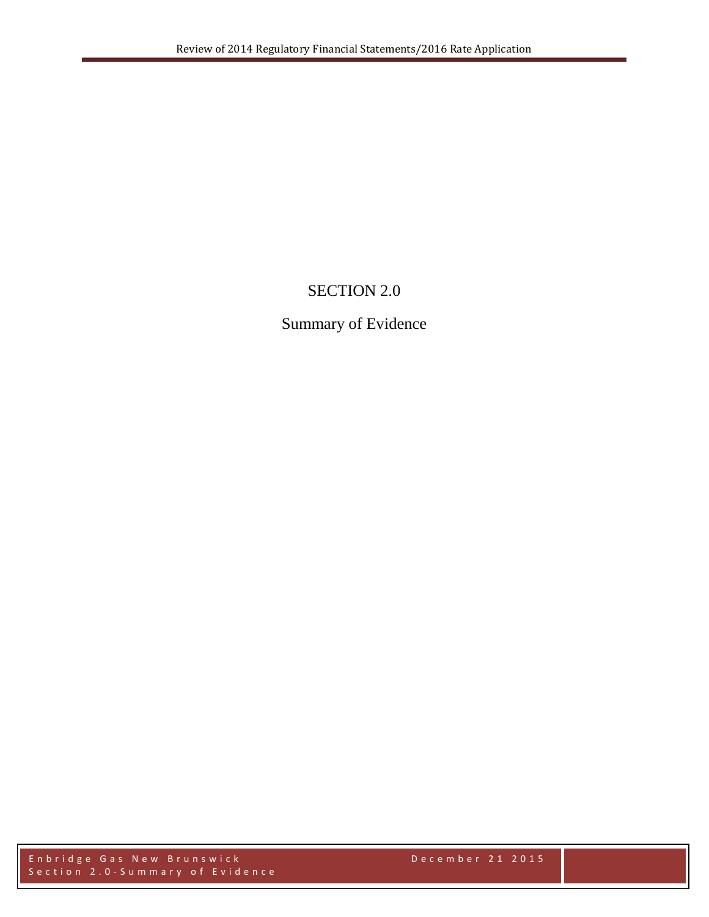# SECTION 2.0

## Summary of Evidence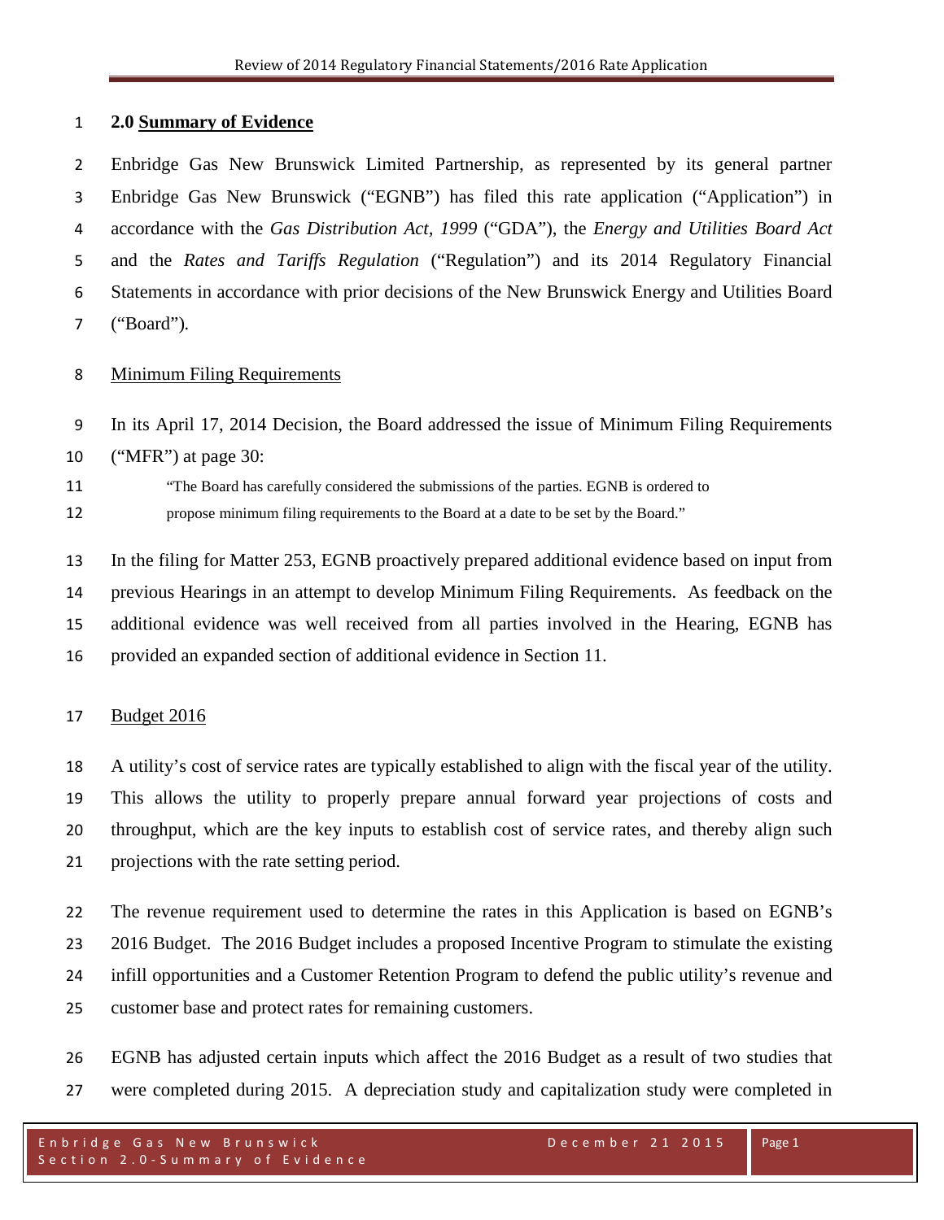## 2.0 Summary of Evidence

Enbridge Gas New Brunswick Limited Partnership, as represented by its general partner Enbridge Gas New Brunswick ("EGNB") has filed this rate application ("Application") in accordance with the *Gas Distribution Act, 1999* ("GDA"), the *Energy and Utilities Board Act* and the *Rates and Tariffs Regulation* ("Regulation") and its 2014 Regulatory Financial Statements in accordance with prior decisions of the New Brunswick Energy and Utilities Board ("Board").

### Minimum Filing Requirements

In its April 17, 2014 Decision, the Board addressed the issue of Minimum Filing Requirements ("MFR") at page 30:

> "The Board has carefully considered the submissions of the parties. EGNB is ordered to propose minimum filing requirements to the Board at a date to be set by the Board."

In the filing for Matter 253, EGNB proactively prepared additional evidence based on input from previous Hearings in an attempt to develop Minimum Filing Requirements. As feedback on the additional evidence was well received from all parties involved in the Hearing, EGNB has provided an expanded section of additional evidence in Section 11.

### Budget 2016

A utility's cost of service rates are typically established to align with the fiscal year of the utility. This allows the utility to properly prepare annual forward year projections of costs and throughput, which are the key inputs to establish cost of service rates, and thereby align such projections with the rate setting period.

The revenue requirement used to determine the rates in this Application is based on EGNB's 2016 Budget. The 2016 Budget includes a proposed Incentive Program to stimulate the existing infill opportunities and a Customer Retention Program to defend the public utility's revenue and customer base and protect rates for remaining customers.

EGNB has adjusted certain inputs which affect the 2016 Budget as a result of two studies that were completed during 2015. A depreciation study and capitalization study were completed in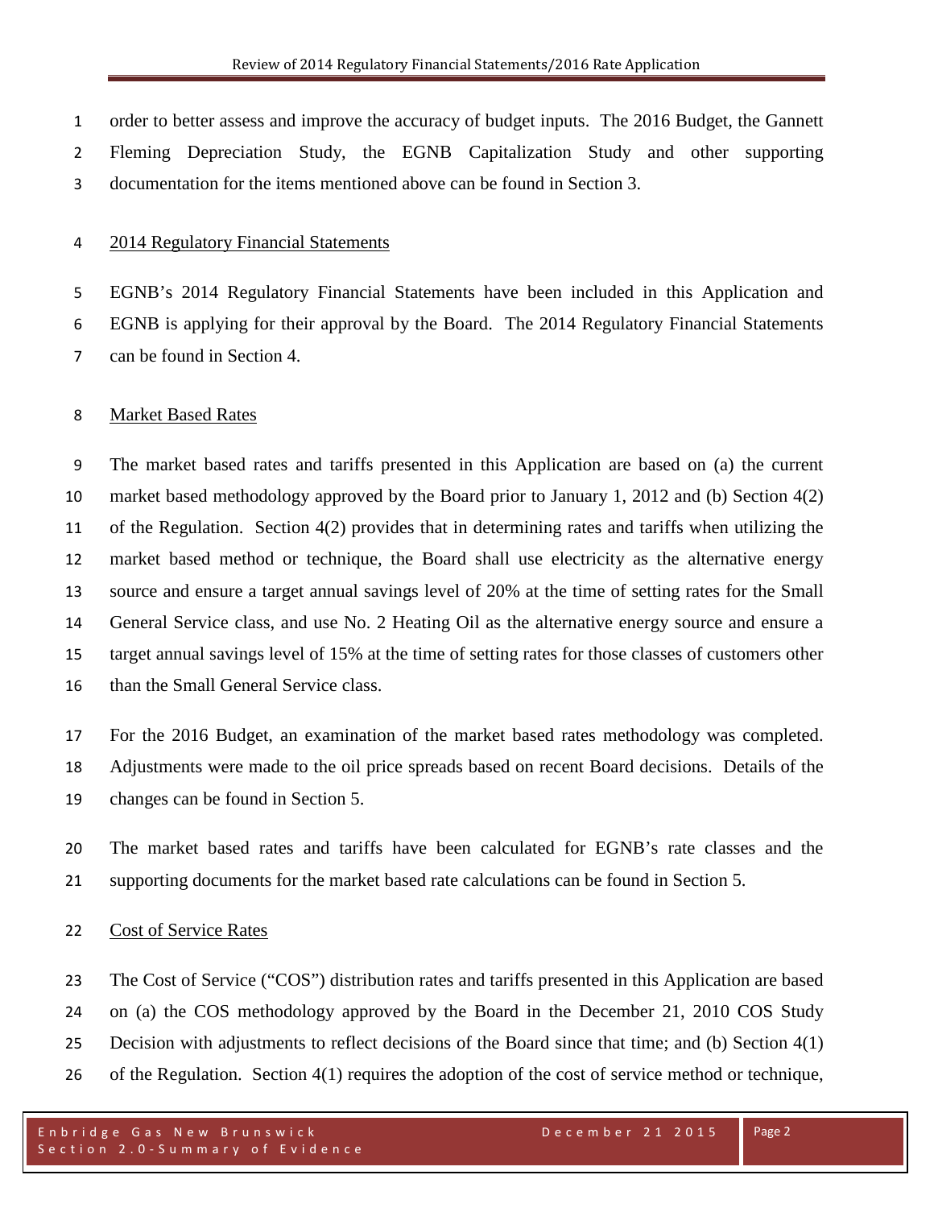order to better assess and improve the accuracy of budget inputs. The 2016 Budget, the Gannett Fleming Depreciation Study, the EGNB Capitalization Study and other supporting documentation for the items mentioned above can be found in Section 3.

## 2014 Regulatory Financial Statements

EGNB's 2014 Regulatory Financial Statements have been included in this Application and EGNB is applying for their approval by the Board. The 2014 Regulatory Financial Statements can be found in Section 4.

## Market Based Rates

The market based rates and tariffs presented in this Application are based on (a) the current market based methodology approved by the Board prior to January 1, 2012 and (b) Section 4(2) of the Regulation. Section 4(2) provides that in determining rates and tariffs when utilizing the market based method or technique, the Board shall use electricity as the alternative energy source and ensure a target annual savings level of 20% at the time of setting rates for the Small General Service class, and use No. 2 Heating Oil as the alternative energy source and ensure a target annual savings level of 15% at the time of setting rates for those classes of customers other than the Small General Service class.

For the 2016 Budget, an examination of the market based rates methodology was completed. Adjustments were made to the oil price spreads based on recent Board decisions. Details of the changes can be found in Section 5.

The market based rates and tariffs have been calculated for EGNB's rate classes and the supporting documents for the market based rate calculations can be found in Section 5.

## Cost of Service Rates

The Cost of Service ("COS") distribution rates and tariffs presented in this Application are based on (a) the COS methodology approved by the Board in the December 21, 2010 COS Study Decision with adjustments to reflect decisions of the Board since that time; and (b) Section 4(1) of the Regulation. Section 4(1) requires the adoption of the cost of service method or technique,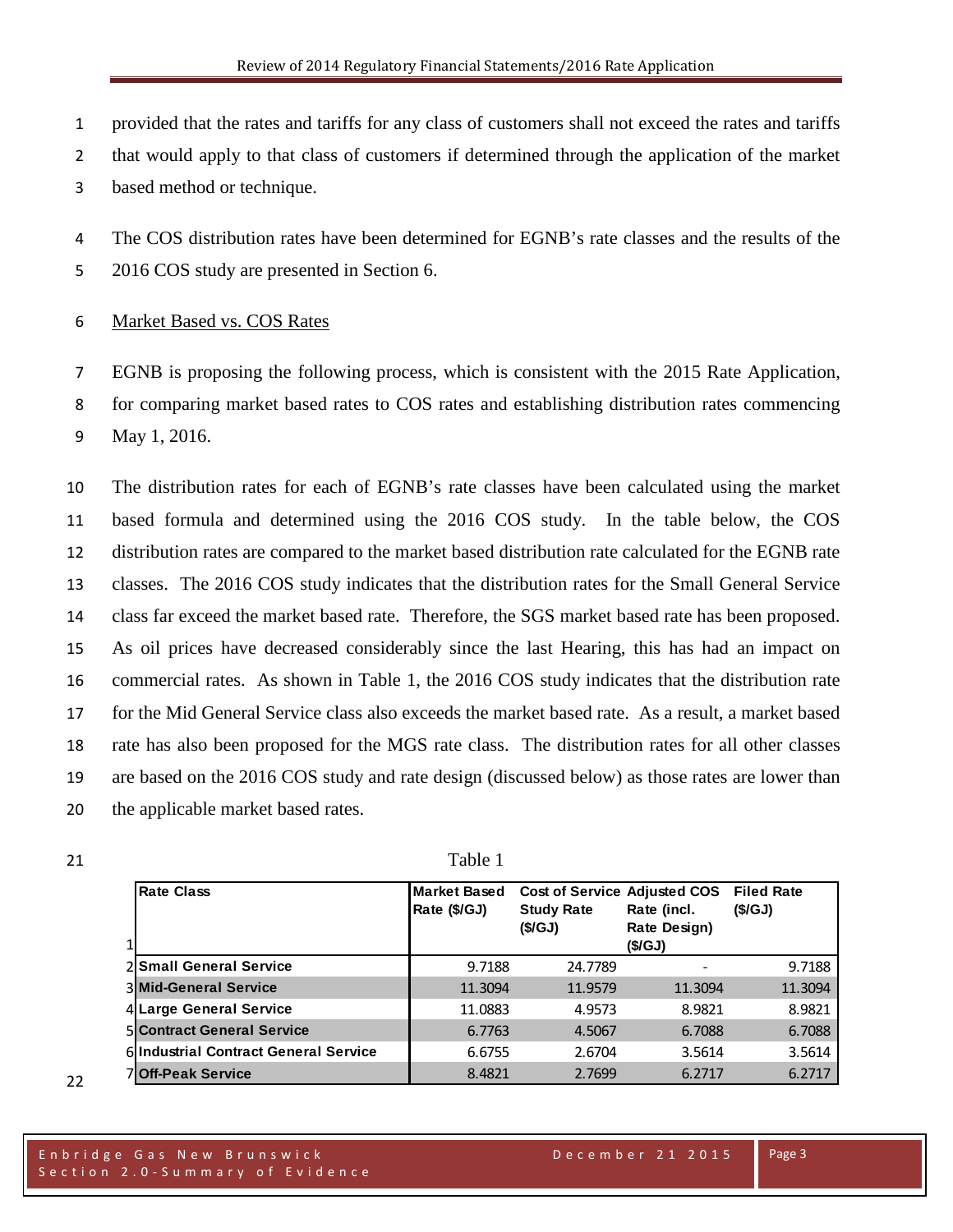provided that the rates and tariffs for any class of customers shall not exceed the rates and tariffs that would apply to that class of customers if determined through the application of the market based method or technique.

The COS distribution rates have been determined for EGNB's rate classes and the results of the 2016 COS study are presented in Section 6.

Market Based vs. COS Rates

EGNB is proposing the following process, which is consistent with the 2015 Rate Application, for comparing market based rates to COS rates and establishing distribution rates commencing May 1, 2016.

The distribution rates for each of EGNB's rate classes have been calculated using the market based formula and determined using the 2016 COS study. In the table below, the COS distribution rates are compared to the market based distribution rate calculated for the EGNB rate classes. The 2016 COS study indicates that the distribution rates for the Small General Service class far exceed the market based rate. Therefore, the SGS market based rate has been proposed. As oil prices have decreased considerably since the last Hearing, this has had an impact on commercial rates. As shown in Table 1, the 2016 COS study indicates that the distribution rate for the Mid General Service class also exceeds the market based rate. As a result, a market based rate has also been proposed for the MGS rate class. The distribution rates for all other classes are based on the 2016 COS study and rate design (discussed below) as those rates are lower than the applicable market based rates.

Table 1

| | Rate Class | Market Based Rate ($/GJ) | Cost of Service Study Rate ($/GJ) | Adjusted COS Rate (incl. Rate Design) ($/GJ) | Filed Rate ($/GJ) |
|---|---|---|---|---|---|
| 2 | **Small General Service** | 9.7188 | 24.7789 | - | 9.7188 |
| 3 | **Mid-General Service** | 11.3094 | 11.9579 | 11.3094 | 11.3094 |
| 4 | **Large General Service** | 11.0883 | 4.9573 | 8.9821 | 8.9821 |
| 5 | **Contract General Service** | 6.7763 | 4.5067 | 6.7088 | 6.7088 |
| 6 | **Industrial Contract General Service** | 6.6755 | 2.6704 | 3.5614 | 3.5614 |
| 7 | **Off-Peak Service** | 8.4821 | 2.7699 | 6.2717 | 6.2717 |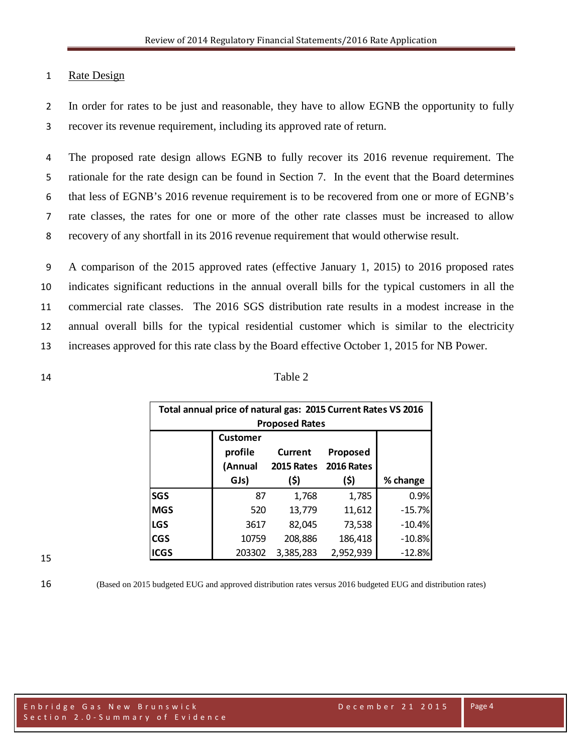## Rate Design

In order for rates to be just and reasonable, they have to allow EGNB the opportunity to fully recover its revenue requirement, including its approved rate of return.

The proposed rate design allows EGNB to fully recover its 2016 revenue requirement. The rationale for the rate design can be found in Section 7. In the event that the Board determines that less of EGNB's 2016 revenue requirement is to be recovered from one or more of EGNB's rate classes, the rates for one or more of the other rate classes must be increased to allow recovery of any shortfall in its 2016 revenue requirement that would otherwise result.

A comparison of the 2015 approved rates (effective January 1, 2015) to 2016 proposed rates indicates significant reductions in the annual overall bills for the typical customers in all the commercial rate classes. The 2016 SGS distribution rate results in a modest increase in the annual overall bills for the typical residential customer which is similar to the electricity increases approved for this rate class by the Board effective October 1, 2015 for NB Power.

Table 2

**Total annual price of natural gas: 2015 Current Rates VS 2016 Proposed Rates**

| | Customer profile (Annual GJs) | Current 2015 Rates ($) | Proposed 2016 Rates ($) | % change |
|---|---|---|---|---|
| **SGS** | 87 | 1,768 | 1,785 | 0.9% |
| **MGS** | 520 | 13,779 | 11,612 | -15.7% |
| **LGS** | 3617 | 82,045 | 73,538 | -10.4% |
| **CGS** | 10759 | 208,886 | 186,418 | -10.8% |
| **ICGS** | 203302 | 3,385,283 | 2,952,939 | -12.8% |

(Based on 2015 budgeted EUG and approved distribution rates versus 2016 budgeted EUG and distribution rates)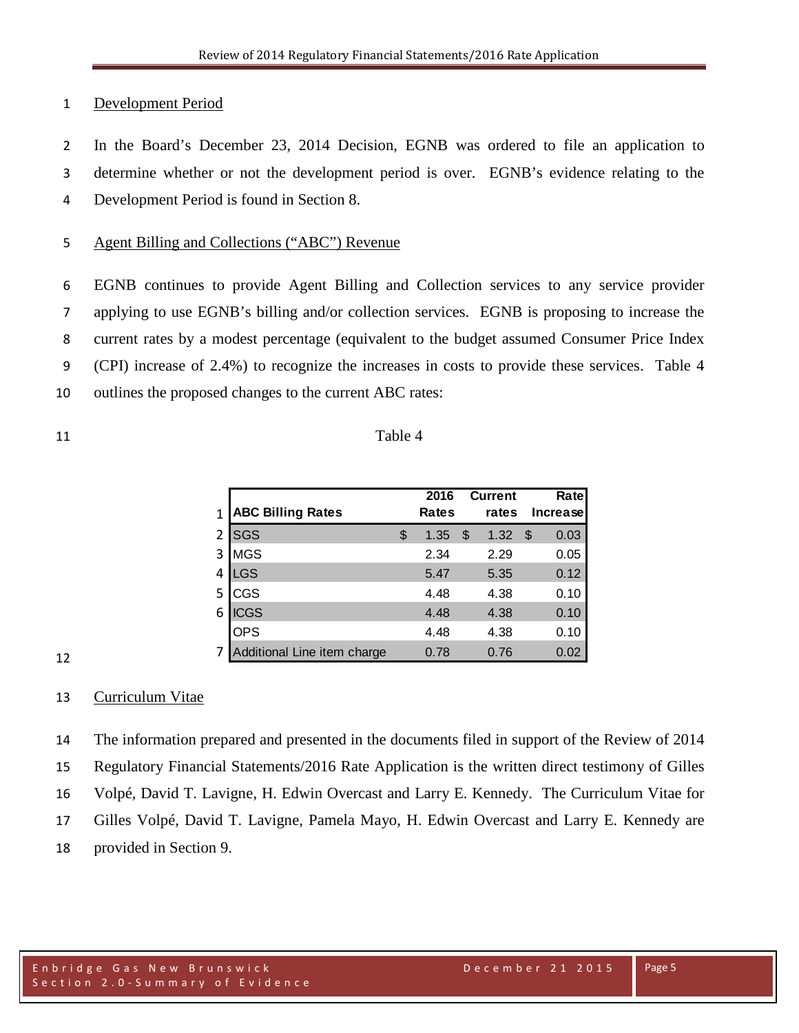## Development Period

In the Board's December 23, 2014 Decision, EGNB was ordered to file an application to determine whether or not the development period is over. EGNB's evidence relating to the Development Period is found in Section 8.

## Agent Billing and Collections ("ABC") Revenue

EGNB continues to provide Agent Billing and Collection services to any service provider applying to use EGNB's billing and/or collection services. EGNB is proposing to increase the current rates by a modest percentage (equivalent to the budget assumed Consumer Price Index (CPI) increase of 2.4%) to recognize the increases in costs to provide these services. Table 4 outlines the proposed changes to the current ABC rates:

Table 4

| | ABC Billing Rates | 2016 Rates | Current rates | Rate Increase |
|---|---|---|---|---|
| 2 | SGS | $ 1.35 | $ 1.32 | $ 0.03 |
| 3 | MGS | 2.34 | 2.29 | 0.05 |
| 4 | LGS | 5.47 | 5.35 | 0.12 |
| 5 | CGS | 4.48 | 4.38 | 0.10 |
| 6 | ICGS | 4.48 | 4.38 | 0.10 |
| | OPS | 4.48 | 4.38 | 0.10 |
| 7 | Additional Line item charge | 0.78 | 0.76 | 0.02 |

## Curriculum Vitae

The information prepared and presented in the documents filed in support of the Review of 2014 Regulatory Financial Statements/2016 Rate Application is the written direct testimony of Gilles Volpé, David T. Lavigne, H. Edwin Overcast and Larry E. Kennedy. The Curriculum Vitae for Gilles Volpé, David T. Lavigne, Pamela Mayo, H. Edwin Overcast and Larry E. Kennedy are provided in Section 9.